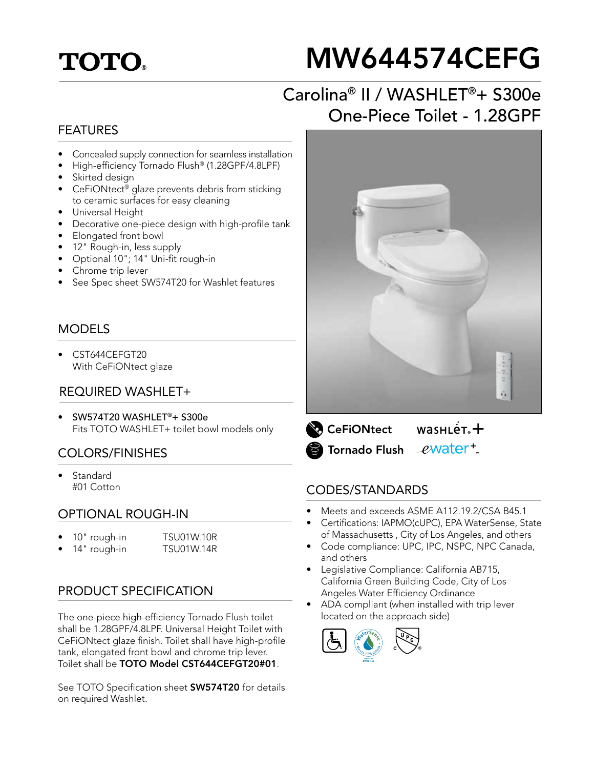TOTO®

# MW644574CEFG

## Carolina® II / WASHLET®+ S300e One-Piece Toilet - 1.28GPF

### FEATURES

- Concealed supply connection for seamless installation
- High-efficiency Tornado Flush® (1.28GPF/4.8LPF)
- Skirted design
- CeFiONtect® glaze prevents debris from sticking to ceramic surfaces for easy cleaning
- Universal Height
- Decorative one-piece design with high-profile tank
- Elongated front bowl
- 12" Rough-in, less supply
- Optional 10"; 14" Uni-fit rough-in
- Chrome trip lever
- See Spec sheet SW574T20 for Washlet features

### MODELS

- CST644CEFGT20
  With CeFiONtect glaze

### REQUIRED WASHLET+

- SW574T20 WASHLET®+ S300e
  Fits TOTO WASHLET+ toilet bowl models only

### COLORS/FINISHES

- Standard
  #01 Cotton

### OPTIONAL ROUGH-IN

- 10" rough-in TSU01W.10R
- 14" rough-in TSU01W.14R

### PRODUCT SPECIFICATION

The one-piece high-efficiency Tornado Flush toilet shall be 1.28GPF/4.8LPF. Universal Height Toilet with CeFiONtect glaze finish. Toilet shall have high-profile tank, elongated front bowl and chrome trip lever. Toilet shall be **TOTO Model CST644CEFGT20#01**.

See TOTO Specification sheet **SW574T20** for details on required Washlet.

CeFiONtect   WASHLET+
Tornado Flush   ewater+

### CODES/STANDARDS

- Meets and exceeds ASME A112.19.2/CSA B45.1
- Certifications: IAPMO(cUPC), EPA WaterSense, State of Massachusetts , City of Los Angeles, and others
- Code compliance: UPC, IPC, NSPC, NPC Canada, and others
- Legislative Compliance: California AB715, California Green Building Code, City of Los Angeles Water Efficiency Ordinance
- ADA compliant (when installed with trip lever located on the approach side)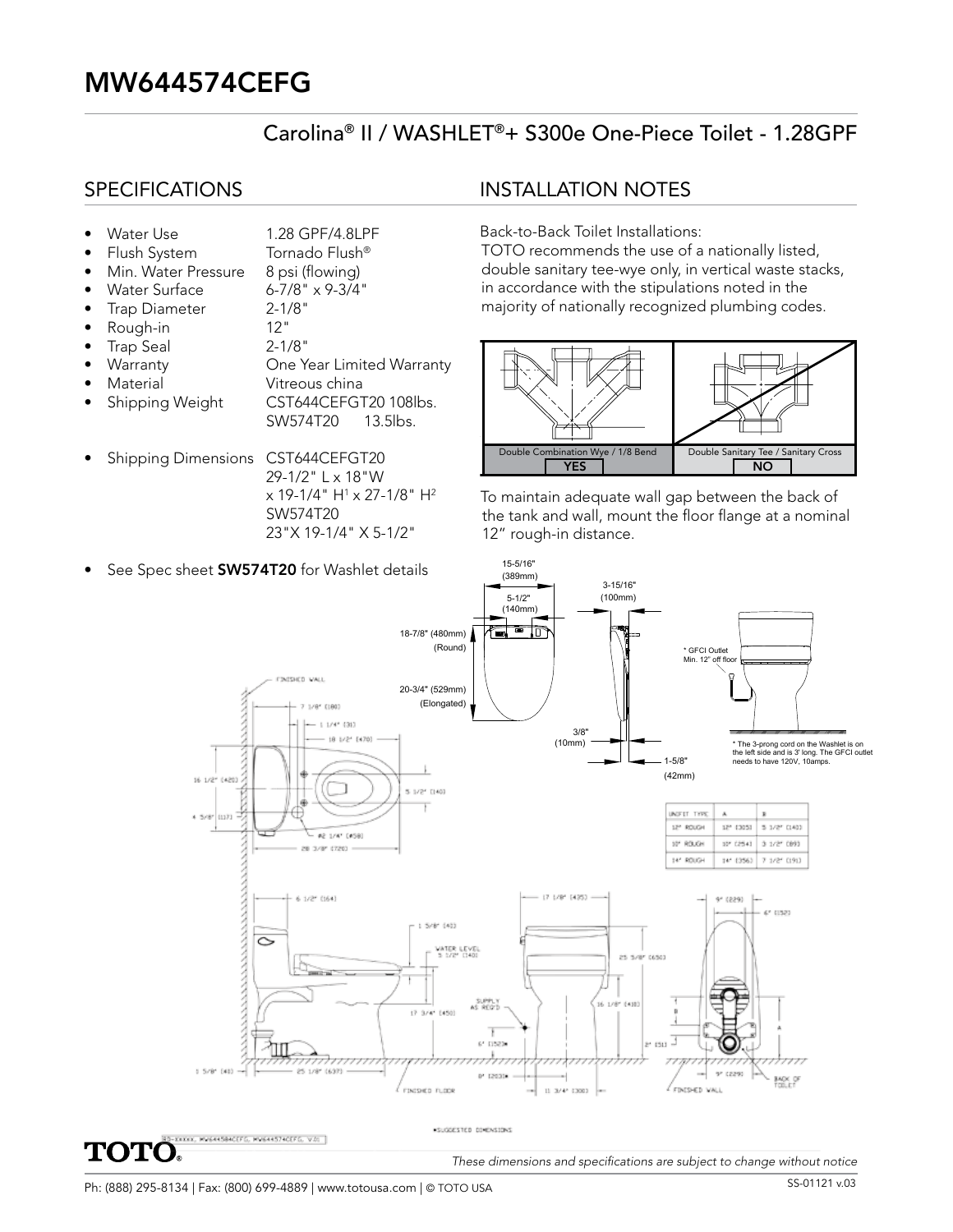# MW644574CEFG

## Carolina® II / WASHLET®+ S300e One-Piece Toilet - 1.28GPF

## SPECIFICATIONS

- Water Use — 1.28 GPF/4.8LPF
- Flush System — Tornado Flush®
- Min. Water Pressure — 8 psi (flowing)
- Water Surface — 6-7/8" x 9-3/4"
- Trap Diameter — 2-1/8"
- Rough-in — 12"
- Trap Seal — 2-1/8"
- Warranty — One Year Limited Warranty
- Material — Vitreous china
- Shipping Weight — CST644CEFGT20 108lbs. SW574T20 13.5lbs.
- Shipping Dimensions — CST644CEFGT20 29-1/2" L x 18"W x 19-1/4" H[1] x 27-1/8" H[2] SW574T20 23"X 19-1/4" X 5-1/2"
- See Spec sheet **SW574T20** for Washlet details

## INSTALLATION NOTES

Back-to-Back Toilet Installations:
TOTO recommends the use of a nationally listed, double sanitary tee-wye only, in vertical waste stacks, in accordance with the stipulations noted in the majority of nationally recognized plumbing codes.

Double Combination Wye / 1/8 Bend — YES

Double Sanitary Tee / Sanitary Cross — NO

To maintain adequate wall gap between the back of the tank and wall, mount the floor flange at a nominal 12" rough-in distance.

15-5/16" (389mm)
5-1/2" (140mm)
3-15/16" (100mm)
18-7/8" (480mm) (Round)
20-3/4" (529mm) (Elongated)
3/8" (10mm)
1-5/8" (42mm)

* GFCI Outlet Min. 12" off floor

* The 3-prong cord on the Washlet is on the left side and is 3' long. The GFCI outlet needs to have 120V, 10amps.

FINISHED WALL
7 1/8" [180]
1 1/4" [31]
18 1/2" [470]
16 1/2" [420]
4 5/8" [117]
5 1/2" [140]
#2 1/4" [58]
28 3/8" [720]

| UNFIT TYPE | A | B |
| --- | --- | --- |
| 12" ROUGH | 12" [305] | 5 1/2" [140] |
| 10" ROUGH | 10" [254] | 3 1/2" [89] |
| 14" ROUGH | 14" [356] | 7 1/2" [191] |

6 1/2" [164]
1 5/8" [41]
WATER LEVEL 5 1/2" [140]
17 3/4" [450]
SUPPLY AS REQ'D
6" [152]*
8" [203]*
1 5/8" [41]
25 1/8" [637]
FINISHED FLOOR
17 1/8" [435]
25 5/8" [650]
16 1/8" [410]
2" [51]
11 3/4" [300]
9" [229]
6" [152]
9" [229]
BACK OF TOILET
FINISHED WALL

*SUGGESTED DIMENSIONS

SS-XXXXX, MW644584CEFG, MW644574CEFG, V.0

*These dimensions and specifications are subject to change without notice*

Ph: (888) 295-8134 | Fax: (800) 699-4889 | www.totousa.com | © TOTO USA

SS-01121 v.03